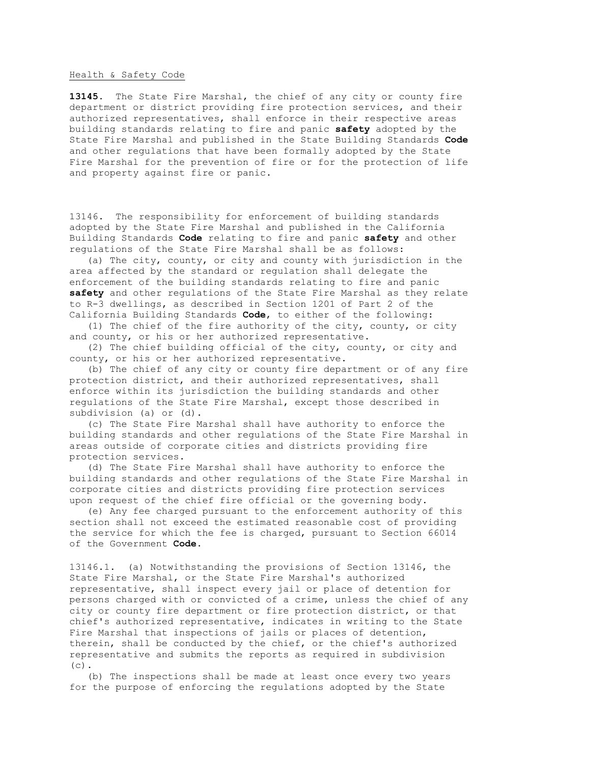Health & Safety Code

**13145.** The State Fire Marshal, the chief of any city or county fire department or district providing fire protection services, and their authorized representatives, shall enforce in their respective areas building standards relating to fire and panic **safety** adopted by the State Fire Marshal and published in the State Building Standards **Code** and other regulations that have been formally adopted by the State Fire Marshal for the prevention of fire or for the protection of life and property against fire or panic.

13146. The responsibility for enforcement of building standards adopted by the State Fire Marshal and published in the California Building Standards **Code** relating to fire and panic **safety** and other regulations of the State Fire Marshal shall be as follows:

(a) The city, county, or city and county with jurisdiction in the area affected by the standard or regulation shall delegate the enforcement of the building standards relating to fire and panic **safety** and other regulations of the State Fire Marshal as they relate to R-3 dwellings, as described in Section 1201 of Part 2 of the California Building Standards **Code**, to either of the following:

(1) The chief of the fire authority of the city, county, or city and county, or his or her authorized representative.

(2) The chief building official of the city, county, or city and county, or his or her authorized representative.

(b) The chief of any city or county fire department or of any fire protection district, and their authorized representatives, shall enforce within its jurisdiction the building standards and other regulations of the State Fire Marshal, except those described in subdivision (a) or (d).

(c) The State Fire Marshal shall have authority to enforce the building standards and other regulations of the State Fire Marshal in areas outside of corporate cities and districts providing fire protection services.

(d) The State Fire Marshal shall have authority to enforce the building standards and other regulations of the State Fire Marshal in corporate cities and districts providing fire protection services upon request of the chief fire official or the governing body.

(e) Any fee charged pursuant to the enforcement authority of this section shall not exceed the estimated reasonable cost of providing the service for which the fee is charged, pursuant to Section 66014 of the Government **Code**.

13146.1. (a) Notwithstanding the provisions of Section 13146, the State Fire Marshal, or the State Fire Marshal's authorized representative, shall inspect every jail or place of detention for persons charged with or convicted of a crime, unless the chief of any city or county fire department or fire protection district, or that chief's authorized representative, indicates in writing to the State Fire Marshal that inspections of jails or places of detention, therein, shall be conducted by the chief, or the chief's authorized representative and submits the reports as required in subdivision (c).

(b) The inspections shall be made at least once every two years for the purpose of enforcing the regulations adopted by the State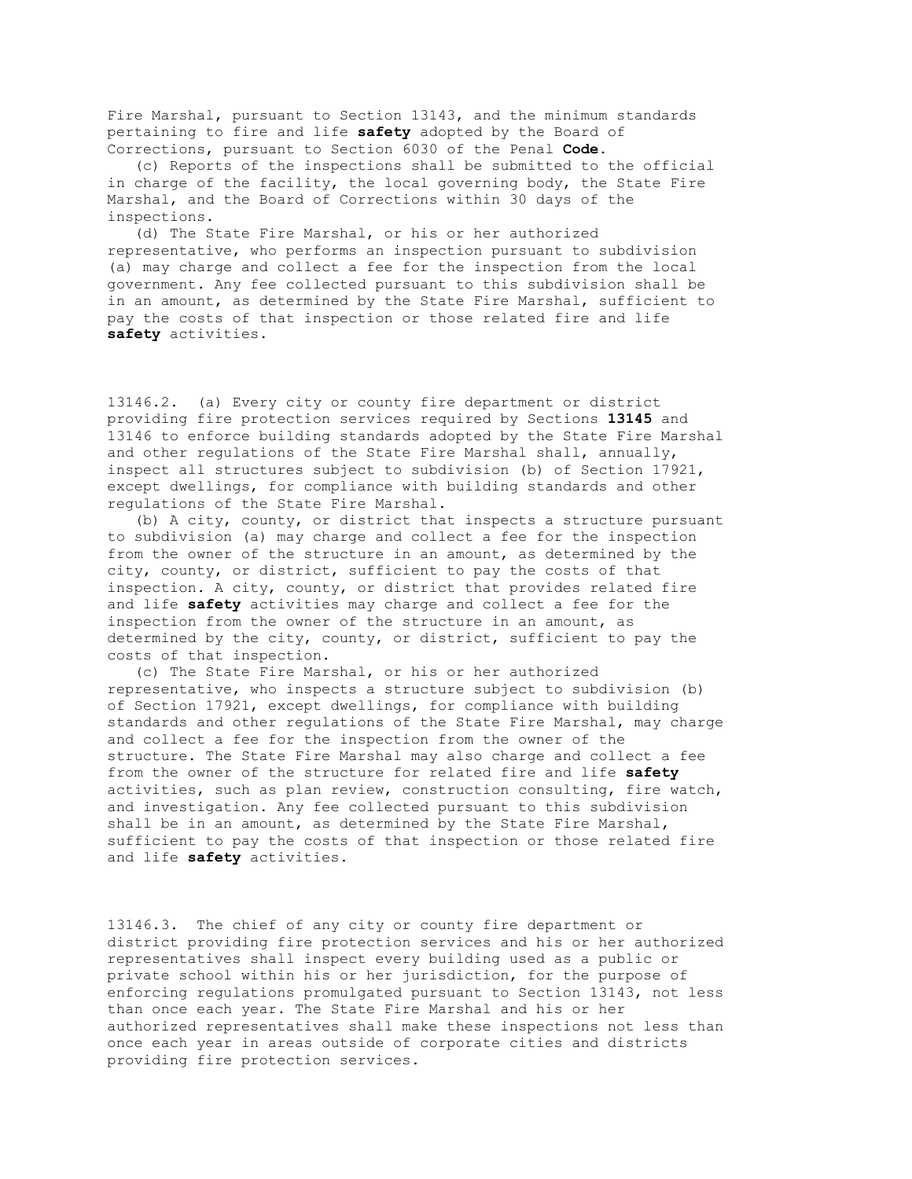Fire Marshal, pursuant to Section 13143, and the minimum standards pertaining to fire and life **safety** adopted by the Board of Corrections, pursuant to Section 6030 of the Penal **Code**.

(c) Reports of the inspections shall be submitted to the official in charge of the facility, the local governing body, the State Fire Marshal, and the Board of Corrections within 30 days of the inspections.

(d) The State Fire Marshal, or his or her authorized representative, who performs an inspection pursuant to subdivision (a) may charge and collect a fee for the inspection from the local government. Any fee collected pursuant to this subdivision shall be in an amount, as determined by the State Fire Marshal, sufficient to pay the costs of that inspection or those related fire and life **safety** activities.

13146.2. (a) Every city or county fire department or district providing fire protection services required by Sections **13145** and 13146 to enforce building standards adopted by the State Fire Marshal and other regulations of the State Fire Marshal shall, annually, inspect all structures subject to subdivision (b) of Section 17921, except dwellings, for compliance with building standards and other regulations of the State Fire Marshal.

(b) A city, county, or district that inspects a structure pursuant to subdivision (a) may charge and collect a fee for the inspection from the owner of the structure in an amount, as determined by the city, county, or district, sufficient to pay the costs of that inspection. A city, county, or district that provides related fire and life **safety** activities may charge and collect a fee for the inspection from the owner of the structure in an amount, as determined by the city, county, or district, sufficient to pay the costs of that inspection.

(c) The State Fire Marshal, or his or her authorized representative, who inspects a structure subject to subdivision (b) of Section 17921, except dwellings, for compliance with building standards and other regulations of the State Fire Marshal, may charge and collect a fee for the inspection from the owner of the structure. The State Fire Marshal may also charge and collect a fee from the owner of the structure for related fire and life **safety** activities, such as plan review, construction consulting, fire watch, and investigation. Any fee collected pursuant to this subdivision shall be in an amount, as determined by the State Fire Marshal, sufficient to pay the costs of that inspection or those related fire and life **safety** activities.

13146.3. The chief of any city or county fire department or district providing fire protection services and his or her authorized representatives shall inspect every building used as a public or private school within his or her jurisdiction, for the purpose of enforcing regulations promulgated pursuant to Section 13143, not less than once each year. The State Fire Marshal and his or her authorized representatives shall make these inspections not less than once each year in areas outside of corporate cities and districts providing fire protection services.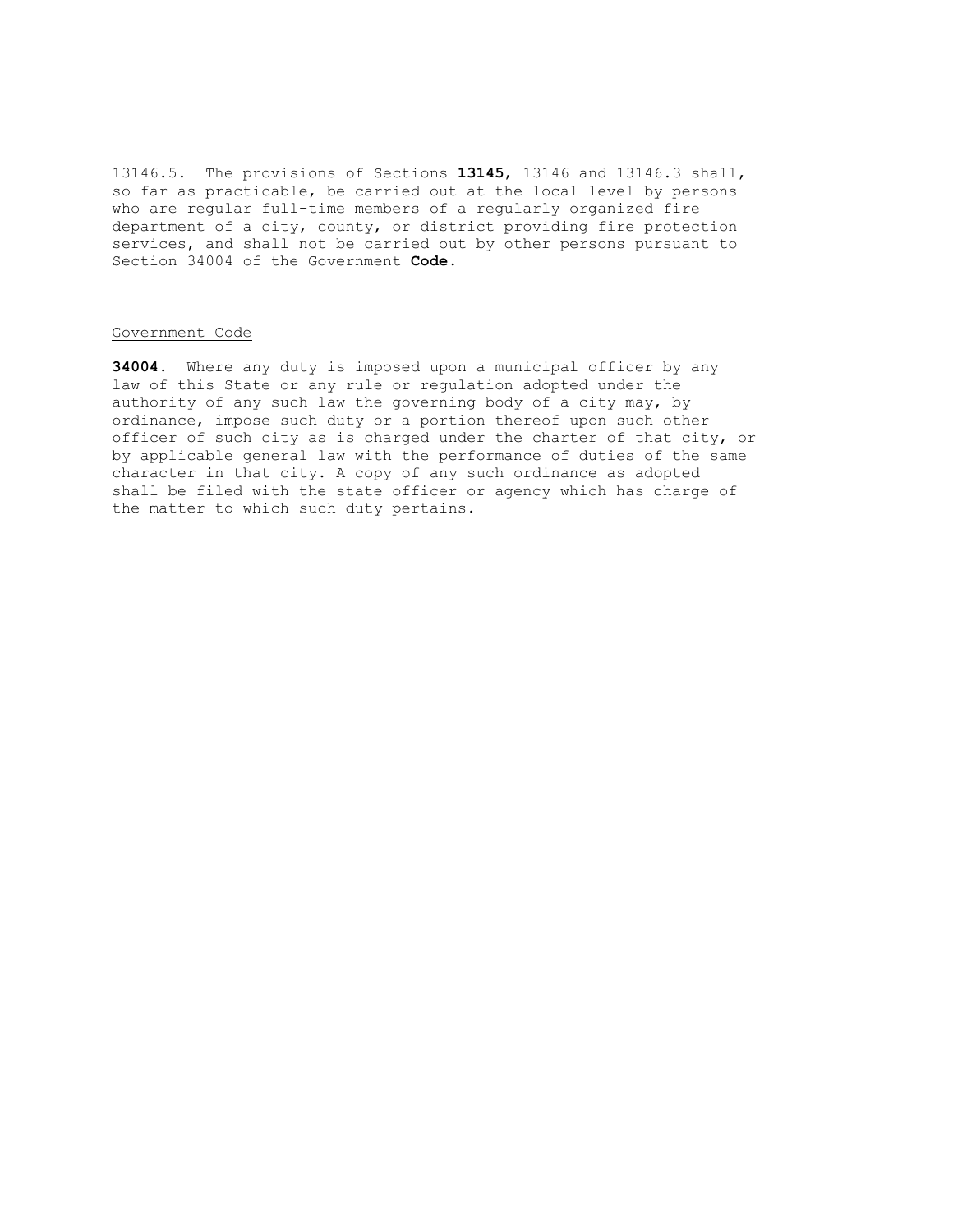13146.5. The provisions of Sections **13145**, 13146 and 13146.3 shall, so far as practicable, be carried out at the local level by persons who are regular full-time members of a regularly organized fire department of a city, county, or district providing fire protection services, and shall not be carried out by other persons pursuant to Section 34004 of the Government **Code**.

Government Code

**34004.** Where any duty is imposed upon a municipal officer by any law of this State or any rule or regulation adopted under the authority of any such law the governing body of a city may, by ordinance, impose such duty or a portion thereof upon such other officer of such city as is charged under the charter of that city, or by applicable general law with the performance of duties of the same character in that city. A copy of any such ordinance as adopted shall be filed with the state officer or agency which has charge of the matter to which such duty pertains.